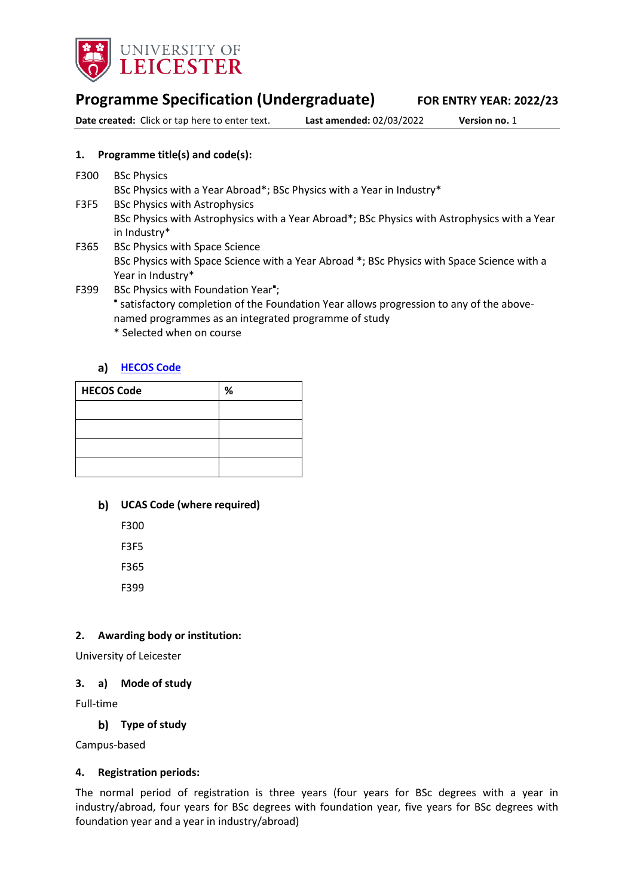UNIVERSITY OF LEICESTER

# Programme Specification (Undergraduate)

**FOR ENTRY YEAR: 2022/23**

**Date created:** Click or tap here to enter text. **Last amended:** 02/03/2022 **Version no.** 1

## 1. Programme title(s) and code(s):

F300 BSc Physics
BSc Physics with a Year Abroad*; BSc Physics with a Year in Industry*

F3F5 BSc Physics with Astrophysics
BSc Physics with Astrophysics with a Year Abroad*; BSc Physics with Astrophysics with a Year in Industry*

F365 BSc Physics with Space Science
BSc Physics with Space Science with a Year Abroad *; BSc Physics with Space Science with a Year in Industry*

F399 BSc Physics with Foundation Year▪;
▪ satisfactory completion of the Foundation Year allows progression to any of the above-named programmes as an integrated programme of study
\* Selected when on course

### a) HECOS Code

| HECOS Code | % |
|---|---|
| | |
| | |
| | |
| | |

### b) UCAS Code (where required)

F300

F3F5

F365

F399

## 2. Awarding body or institution:

University of Leicester

## 3. a) Mode of study

Full-time

### b) Type of study

Campus-based

## 4. Registration periods:

The normal period of registration is three years (four years for BSc degrees with a year in industry/abroad, four years for BSc degrees with foundation year, five years for BSc degrees with foundation year and a year in industry/abroad)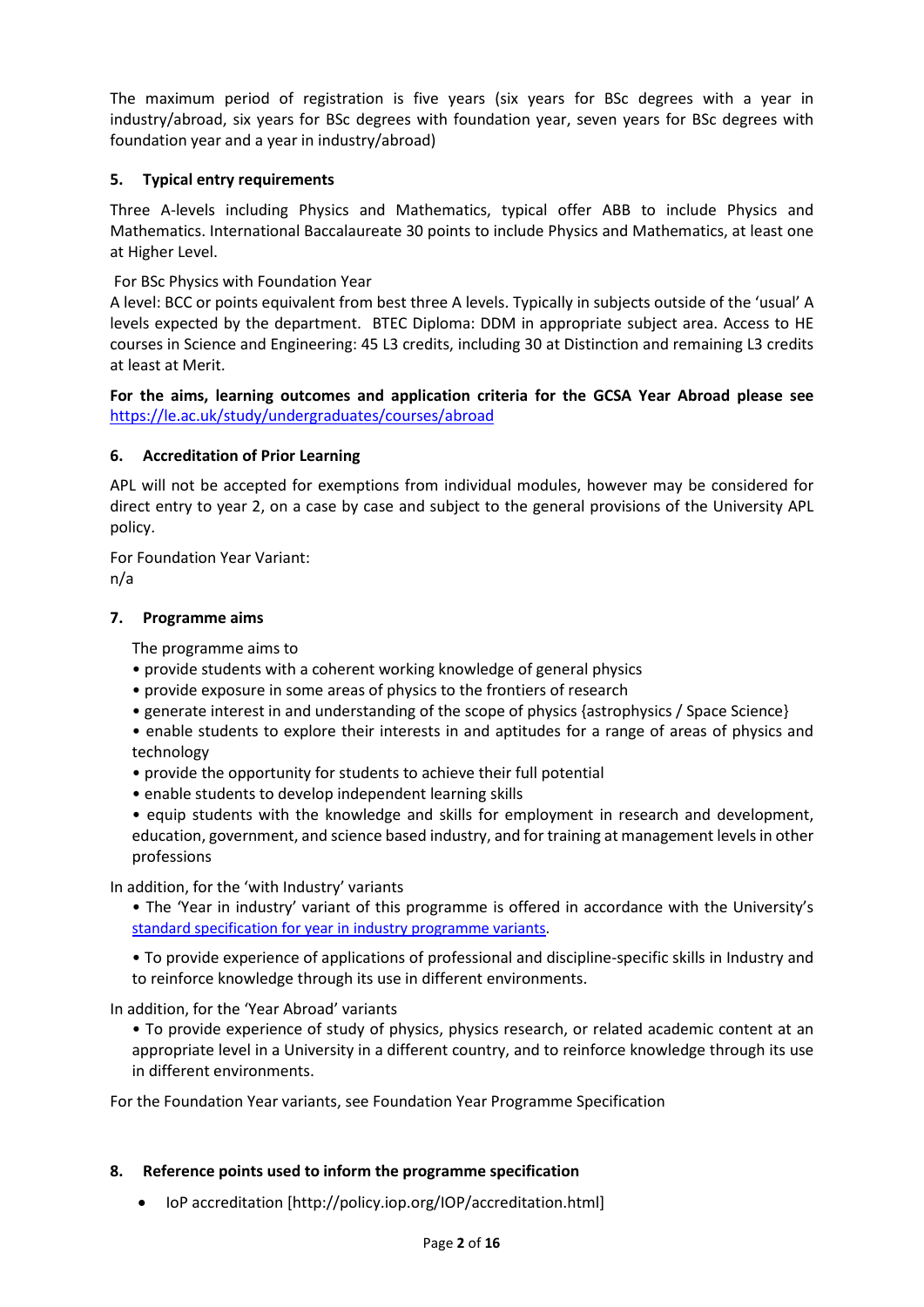The maximum period of registration is five years (six years for BSc degrees with a year in industry/abroad, six years for BSc degrees with foundation year, seven years for BSc degrees with foundation year and a year in industry/abroad)

## 5. Typical entry requirements

Three A-levels including Physics and Mathematics, typical offer ABB to include Physics and Mathematics. International Baccalaureate 30 points to include Physics and Mathematics, at least one at Higher Level.

For BSc Physics with Foundation Year

A level: BCC or points equivalent from best three A levels. Typically in subjects outside of the 'usual' A levels expected by the department. BTEC Diploma: DDM in appropriate subject area. Access to HE courses in Science and Engineering: 45 L3 credits, including 30 at Distinction and remaining L3 credits at least at Merit.

**For the aims, learning outcomes and application criteria for the GCSA Year Abroad please see** [https://le.ac.uk/study/undergraduates/courses/abroad](https://le.ac.uk/study/undergraduates/courses/abroad)

## 6. Accreditation of Prior Learning

APL will not be accepted for exemptions from individual modules, however may be considered for direct entry to year 2, on a case by case and subject to the general provisions of the University APL policy.

For Foundation Year Variant:
n/a

## 7. Programme aims

The programme aims to

- provide students with a coherent working knowledge of general physics
- provide exposure in some areas of physics to the frontiers of research
- generate interest in and understanding of the scope of physics {astrophysics / Space Science}
- enable students to explore their interests in and aptitudes for a range of areas of physics and technology
- provide the opportunity for students to achieve their full potential
- enable students to develop independent learning skills
- equip students with the knowledge and skills for employment in research and development, education, government, and science based industry, and for training at management levels in other professions

In addition, for the 'with Industry' variants

- The 'Year in industry' variant of this programme is offered in accordance with the University's [standard specification for year in industry programme variants](#).
- To provide experience of applications of professional and discipline-specific skills in Industry and to reinforce knowledge through its use in different environments.

In addition, for the 'Year Abroad' variants

- To provide experience of study of physics, physics research, or related academic content at an appropriate level in a University in a different country, and to reinforce knowledge through its use in different environments.

For the Foundation Year variants, see Foundation Year Programme Specification

## 8. Reference points used to inform the programme specification

- IoP accreditation [http://policy.iop.org/IOP/accreditation.html]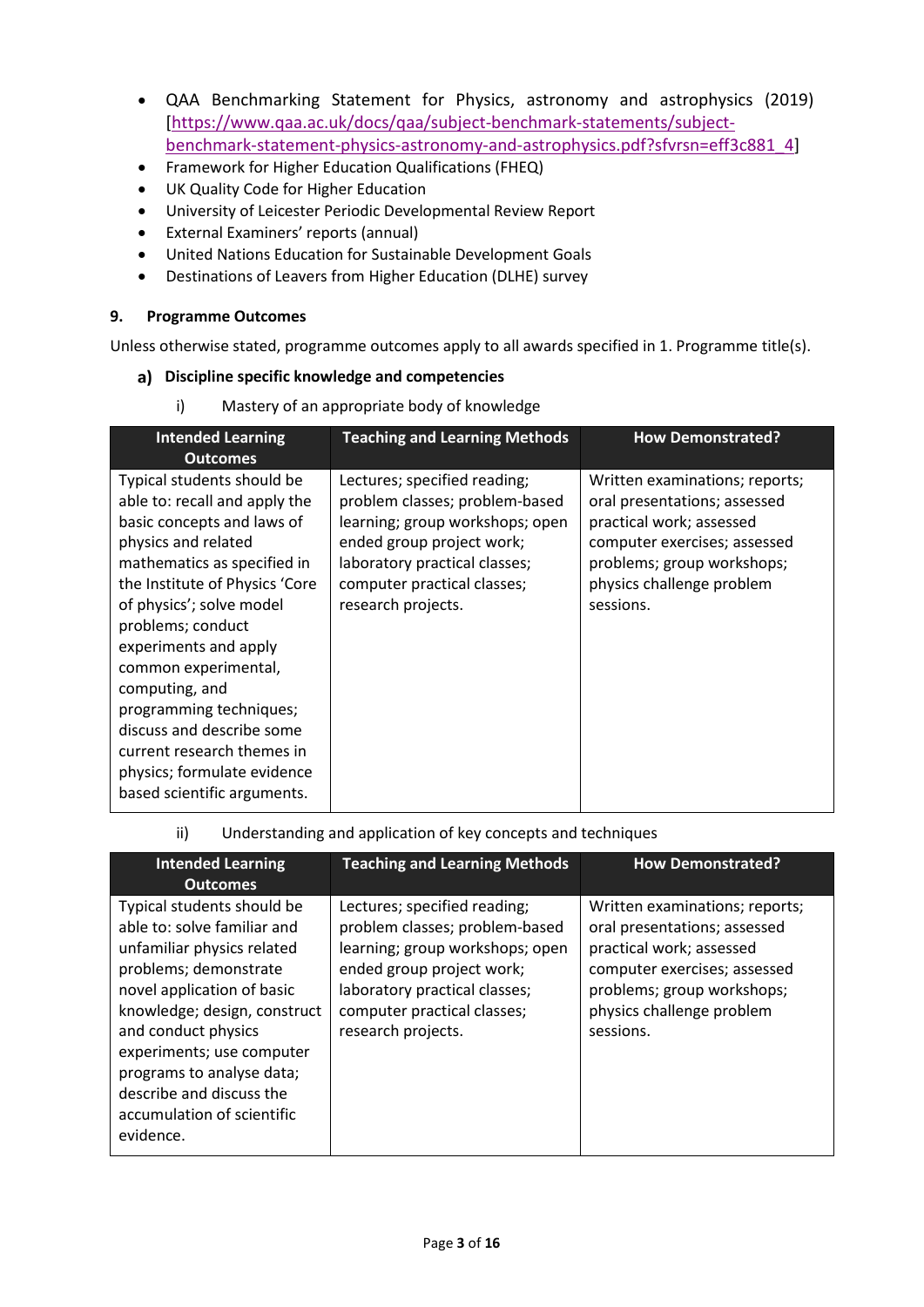- QAA Benchmarking Statement for Physics, astronomy and astrophysics (2019) [https://www.qaa.ac.uk/docs/qaa/subject-benchmark-statements/subject-benchmark-statement-physics-astronomy-and-astrophysics.pdf?sfvrsn=eff3c881_4]
- Framework for Higher Education Qualifications (FHEQ)
- UK Quality Code for Higher Education
- University of Leicester Periodic Developmental Review Report
- External Examiners' reports (annual)
- United Nations Education for Sustainable Development Goals
- Destinations of Leavers from Higher Education (DLHE) survey

## 9. Programme Outcomes

Unless otherwise stated, programme outcomes apply to all awards specified in 1. Programme title(s).

### a) Discipline specific knowledge and competencies

i) Mastery of an appropriate body of knowledge

| Intended Learning Outcomes | Teaching and Learning Methods | How Demonstrated? |
|---|---|---|
| Typical students should be able to: recall and apply the basic concepts and laws of physics and related mathematics as specified in the Institute of Physics 'Core of physics'; solve model problems; conduct experiments and apply common experimental, computing, and programming techniques; discuss and describe some current research themes in physics; formulate evidence based scientific arguments. | Lectures; specified reading; problem classes; problem-based learning; group workshops; open ended group project work; laboratory practical classes; computer practical classes; research projects. | Written examinations; reports; oral presentations; assessed practical work; assessed computer exercises; assessed problems; group workshops; physics challenge problem sessions. |

ii) Understanding and application of key concepts and techniques

| Intended Learning Outcomes | Teaching and Learning Methods | How Demonstrated? |
|---|---|---|
| Typical students should be able to: solve familiar and unfamiliar physics related problems; demonstrate novel application of basic knowledge; design, construct and conduct physics experiments; use computer programs to analyse data; describe and discuss the accumulation of scientific evidence. | Lectures; specified reading; problem classes; problem-based learning; group workshops; open ended group project work; laboratory practical classes; computer practical classes; research projects. | Written examinations; reports; oral presentations; assessed practical work; assessed computer exercises; assessed problems; group workshops; physics challenge problem sessions. |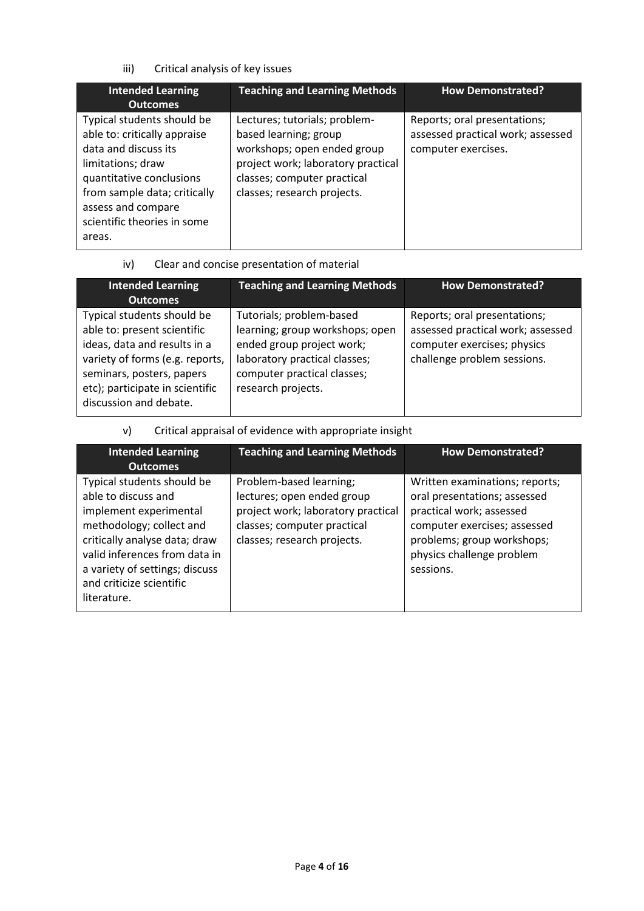iii) Critical analysis of key issues

| Intended Learning Outcomes | Teaching and Learning Methods | How Demonstrated? |
|---|---|---|
| Typical students should be able to: critically appraise data and discuss its limitations; draw quantitative conclusions from sample data; critically assess and compare scientific theories in some areas. | Lectures; tutorials; problem-based learning; group workshops; open ended group project work; laboratory practical classes; computer practical classes; research projects. | Reports; oral presentations; assessed practical work; assessed computer exercises. |

iv) Clear and concise presentation of material

| Intended Learning Outcomes | Teaching and Learning Methods | How Demonstrated? |
|---|---|---|
| Typical students should be able to: present scientific ideas, data and results in a variety of forms (e.g. reports, seminars, posters, papers etc); participate in scientific discussion and debate. | Tutorials; problem-based learning; group workshops; open ended group project work; laboratory practical classes; computer practical classes; research projects. | Reports; oral presentations; assessed practical work; assessed computer exercises; physics challenge problem sessions. |

v) Critical appraisal of evidence with appropriate insight

| Intended Learning Outcomes | Teaching and Learning Methods | How Demonstrated? |
|---|---|---|
| Typical students should be able to discuss and implement experimental methodology; collect and critically analyse data; draw valid inferences from data in a variety of settings; discuss and criticize scientific literature. | Problem-based learning; lectures; open ended group project work; laboratory practical classes; computer practical classes; research projects. | Written examinations; reports; oral presentations; assessed practical work; assessed computer exercises; assessed problems; group workshops; physics challenge problem sessions. |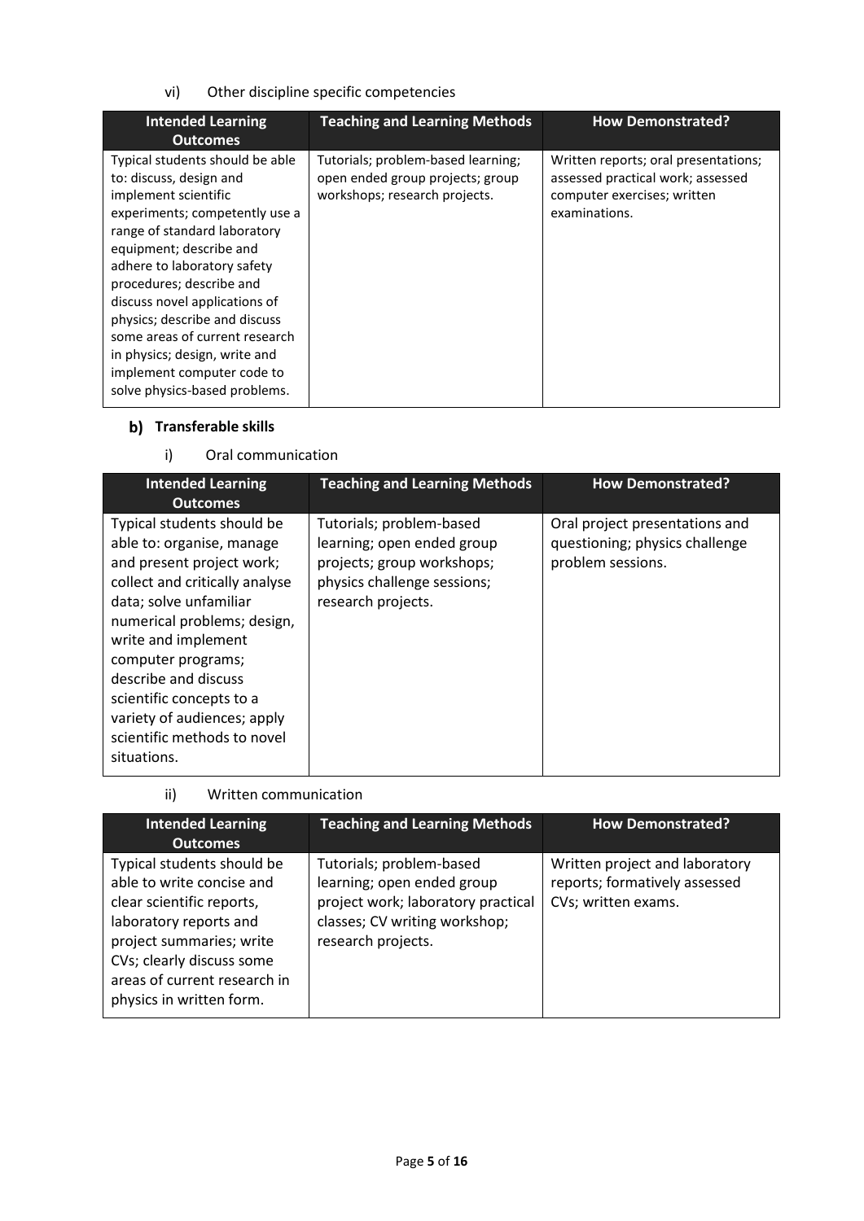vi) Other discipline specific competencies

| Intended Learning Outcomes | Teaching and Learning Methods | How Demonstrated? |
| --- | --- | --- |
| Typical students should be able to: discuss, design and implement scientific experiments; competently use a range of standard laboratory equipment; describe and adhere to laboratory safety procedures; describe and discuss novel applications of physics; describe and discuss some areas of current research in physics; design, write and implement computer code to solve physics-based problems. | Tutorials; problem-based learning; open ended group projects; group workshops; research projects. | Written reports; oral presentations; assessed practical work; assessed computer exercises; written examinations. |

## b) Transferable skills

i) Oral communication

| Intended Learning Outcomes | Teaching and Learning Methods | How Demonstrated? |
| --- | --- | --- |
| Typical students should be able to: organise, manage and present project work; collect and critically analyse data; solve unfamiliar numerical problems; design, write and implement computer programs; describe and discuss scientific concepts to a variety of audiences; apply scientific methods to novel situations. | Tutorials; problem-based learning; open ended group projects; group workshops; physics challenge sessions; research projects. | Oral project presentations and questioning; physics challenge problem sessions. |

ii) Written communication

| Intended Learning Outcomes | Teaching and Learning Methods | How Demonstrated? |
| --- | --- | --- |
| Typical students should be able to write concise and clear scientific reports, laboratory reports and project summaries; write CVs; clearly discuss some areas of current research in physics in written form. | Tutorials; problem-based learning; open ended group project work; laboratory practical classes; CV writing workshop; research projects. | Written project and laboratory reports; formatively assessed CVs; written exams. |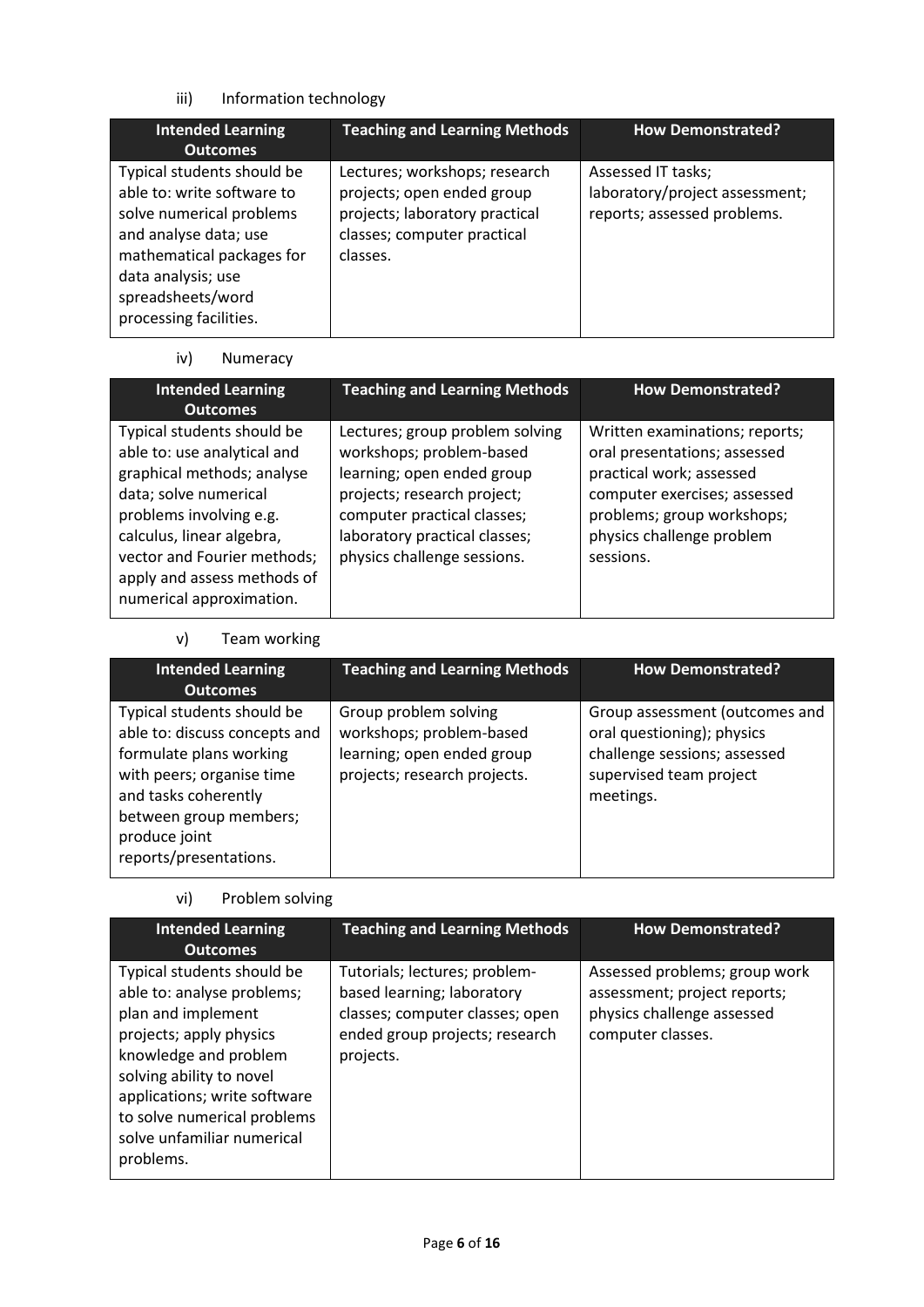iii) Information technology

| Intended Learning Outcomes | Teaching and Learning Methods | How Demonstrated? |
|---|---|---|
| Typical students should be able to: write software to solve numerical problems and analyse data; use mathematical packages for data analysis; use spreadsheets/word processing facilities. | Lectures; workshops; research projects; open ended group projects; laboratory practical classes; computer practical classes. | Assessed IT tasks; laboratory/project assessment; reports; assessed problems. |

iv) Numeracy

| Intended Learning Outcomes | Teaching and Learning Methods | How Demonstrated? |
|---|---|---|
| Typical students should be able to: use analytical and graphical methods; analyse data; solve numerical problems involving e.g. calculus, linear algebra, vector and Fourier methods; apply and assess methods of numerical approximation. | Lectures; group problem solving workshops; problem-based learning; open ended group projects; research project; computer practical classes; laboratory practical classes; physics challenge sessions. | Written examinations; reports; oral presentations; assessed practical work; assessed computer exercises; assessed problems; group workshops; physics challenge problem sessions. |

v) Team working

| Intended Learning Outcomes | Teaching and Learning Methods | How Demonstrated? |
|---|---|---|
| Typical students should be able to: discuss concepts and formulate plans working with peers; organise time and tasks coherently between group members; produce joint reports/presentations. | Group problem solving workshops; problem-based learning; open ended group projects; research projects. | Group assessment (outcomes and oral questioning); physics challenge sessions; assessed supervised team project meetings. |

vi) Problem solving

| Intended Learning Outcomes | Teaching and Learning Methods | How Demonstrated? |
|---|---|---|
| Typical students should be able to: analyse problems; plan and implement projects; apply physics knowledge and problem solving ability to novel applications; write software to solve numerical problems solve unfamiliar numerical problems. | Tutorials; lectures; problem-based learning; laboratory classes; computer classes; open ended group projects; research projects. | Assessed problems; group work assessment; project reports; physics challenge assessed computer classes. |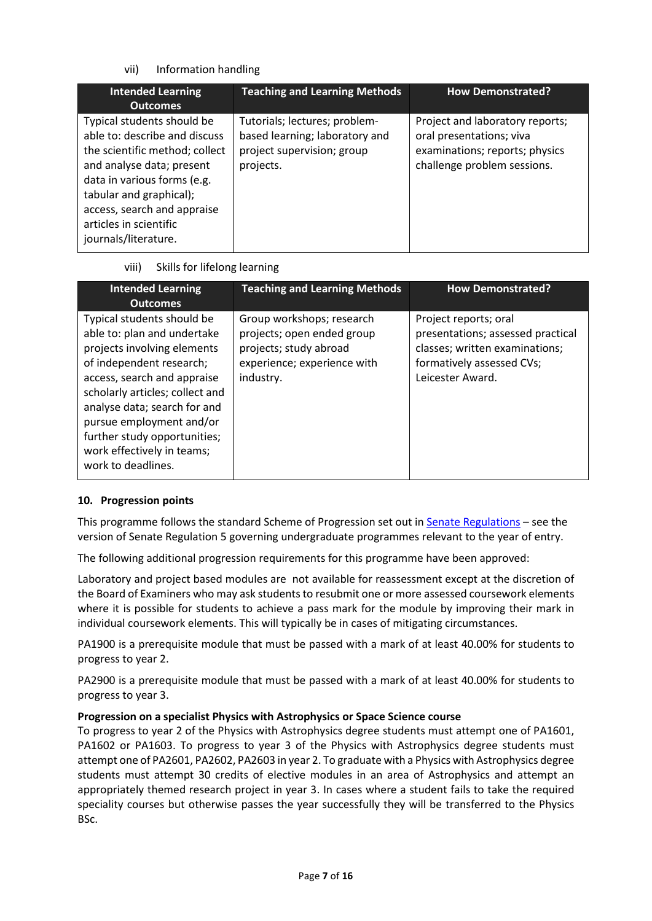vii) Information handling

| Intended Learning Outcomes | Teaching and Learning Methods | How Demonstrated? |
|---|---|---|
| Typical students should be able to: describe and discuss the scientific method; collect and analyse data; present data in various forms (e.g. tabular and graphical); access, search and appraise articles in scientific journals/literature. | Tutorials; lectures; problem-based learning; laboratory and project supervision; group projects. | Project and laboratory reports; oral presentations; viva examinations; reports; physics challenge problem sessions. |

viii) Skills for lifelong learning

| Intended Learning Outcomes | Teaching and Learning Methods | How Demonstrated? |
|---|---|---|
| Typical students should be able to: plan and undertake projects involving elements of independent research; access, search and appraise scholarly articles; collect and analyse data; search for and pursue employment and/or further study opportunities; work effectively in teams; work to deadlines. | Group workshops; research projects; open ended group projects; study abroad experience; experience with industry. | Project reports; oral presentations; assessed practical classes; written examinations; formatively assessed CVs; Leicester Award. |

## 10. Progression points

This programme follows the standard Scheme of Progression set out in Senate Regulations – see the version of Senate Regulation 5 governing undergraduate programmes relevant to the year of entry.

The following additional progression requirements for this programme have been approved:

Laboratory and project based modules are not available for reassessment except at the discretion of the Board of Examiners who may ask students to resubmit one or more assessed coursework elements where it is possible for students to achieve a pass mark for the module by improving their mark in individual coursework elements. This will typically be in cases of mitigating circumstances.

PA1900 is a prerequisite module that must be passed with a mark of at least 40.00% for students to progress to year 2.

PA2900 is a prerequisite module that must be passed with a mark of at least 40.00% for students to progress to year 3.

**Progression on a specialist Physics with Astrophysics or Space Science course**

To progress to year 2 of the Physics with Astrophysics degree students must attempt one of PA1601, PA1602 or PA1603. To progress to year 3 of the Physics with Astrophysics degree students must attempt one of PA2601, PA2602, PA2603 in year 2. To graduate with a Physics with Astrophysics degree students must attempt 30 credits of elective modules in an area of Astrophysics and attempt an appropriately themed research project in year 3. In cases where a student fails to take the required speciality courses but otherwise passes the year successfully they will be transferred to the Physics BSc.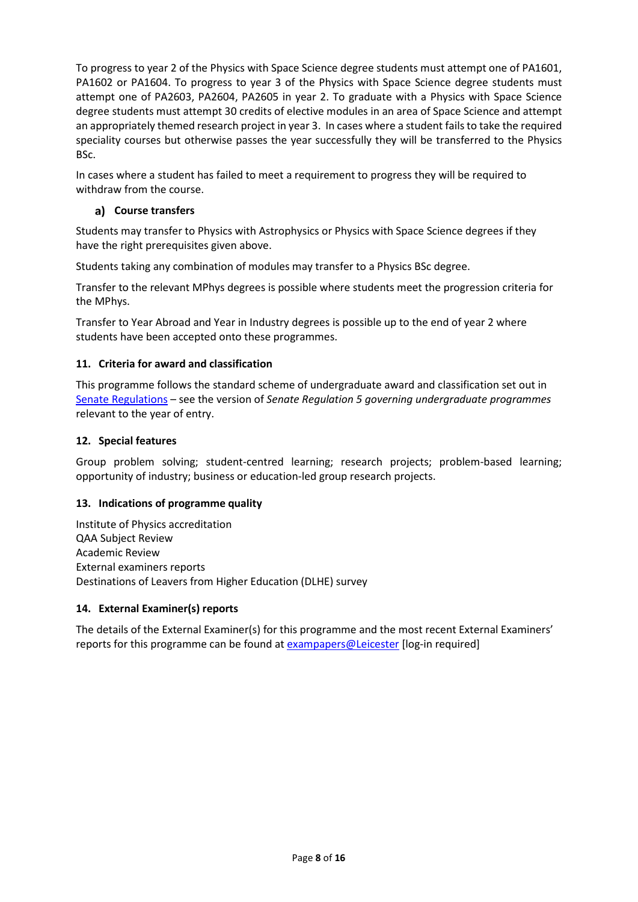To progress to year 2 of the Physics with Space Science degree students must attempt one of PA1601, PA1602 or PA1604. To progress to year 3 of the Physics with Space Science degree students must attempt one of PA2603, PA2604, PA2605 in year 2. To graduate with a Physics with Space Science degree students must attempt 30 credits of elective modules in an area of Space Science and attempt an appropriately themed research project in year 3. In cases where a student fails to take the required speciality courses but otherwise passes the year successfully they will be transferred to the Physics BSc.

In cases where a student has failed to meet a requirement to progress they will be required to withdraw from the course.

### a) Course transfers

Students may transfer to Physics with Astrophysics or Physics with Space Science degrees if they have the right prerequisites given above.

Students taking any combination of modules may transfer to a Physics BSc degree.

Transfer to the relevant MPhys degrees is possible where students meet the progression criteria for the MPhys.

Transfer to Year Abroad and Year in Industry degrees is possible up to the end of year 2 where students have been accepted onto these programmes.

## 11. Criteria for award and classification

This programme follows the standard scheme of undergraduate award and classification set out in Senate Regulations – see the version of *Senate Regulation 5 governing undergraduate programmes* relevant to the year of entry.

## 12. Special features

Group problem solving; student-centred learning; research projects; problem-based learning; opportunity of industry; business or education-led group research projects.

## 13. Indications of programme quality

Institute of Physics accreditation
QAA Subject Review
Academic Review
External examiners reports
Destinations of Leavers from Higher Education (DLHE) survey

## 14. External Examiner(s) reports

The details of the External Examiner(s) for this programme and the most recent External Examiners' reports for this programme can be found at exampapers@Leicester [log-in required]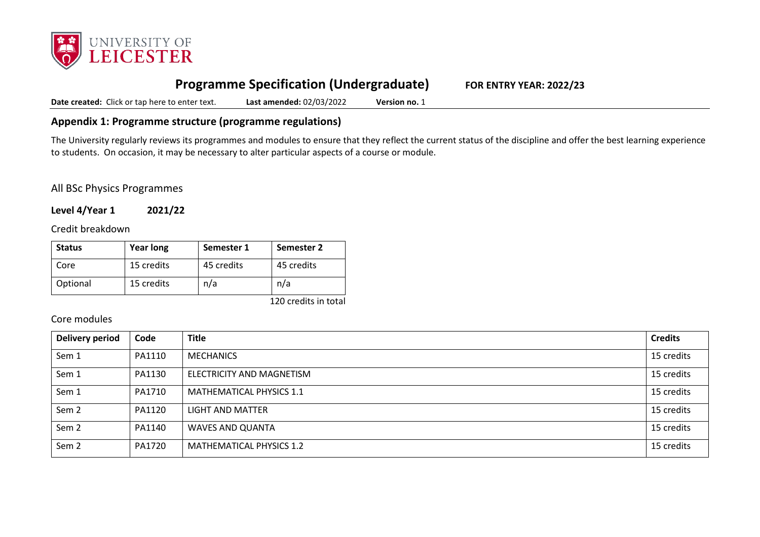# Programme Specification (Undergraduate) FOR ENTRY YEAR: 2022/23

**Date created:** Click or tap here to enter text. **Last amended:** 02/03/2022 **Version no.** 1

## Appendix 1: Programme structure (programme regulations)

The University regularly reviews its programmes and modules to ensure that they reflect the current status of the discipline and offer the best learning experience to students. On occasion, it may be necessary to alter particular aspects of a course or module.

All BSc Physics Programmes

**Level 4/Year 1 2021/22**

Credit breakdown

| Status | Year long | Semester 1 | Semester 2 |
|---|---|---|---|
| Core | 15 credits | 45 credits | 45 credits |
| Optional | 15 credits | n/a | n/a |

120 credits in total

Core modules

| Delivery period | Code | Title | Credits |
|---|---|---|---|
| Sem 1 | PA1110 | MECHANICS | 15 credits |
| Sem 1 | PA1130 | ELECTRICITY AND MAGNETISM | 15 credits |
| Sem 1 | PA1710 | MATHEMATICAL PHYSICS 1.1 | 15 credits |
| Sem 2 | PA1120 | LIGHT AND MATTER | 15 credits |
| Sem 2 | PA1140 | WAVES AND QUANTA | 15 credits |
| Sem 2 | PA1720 | MATHEMATICAL PHYSICS 1.2 | 15 credits |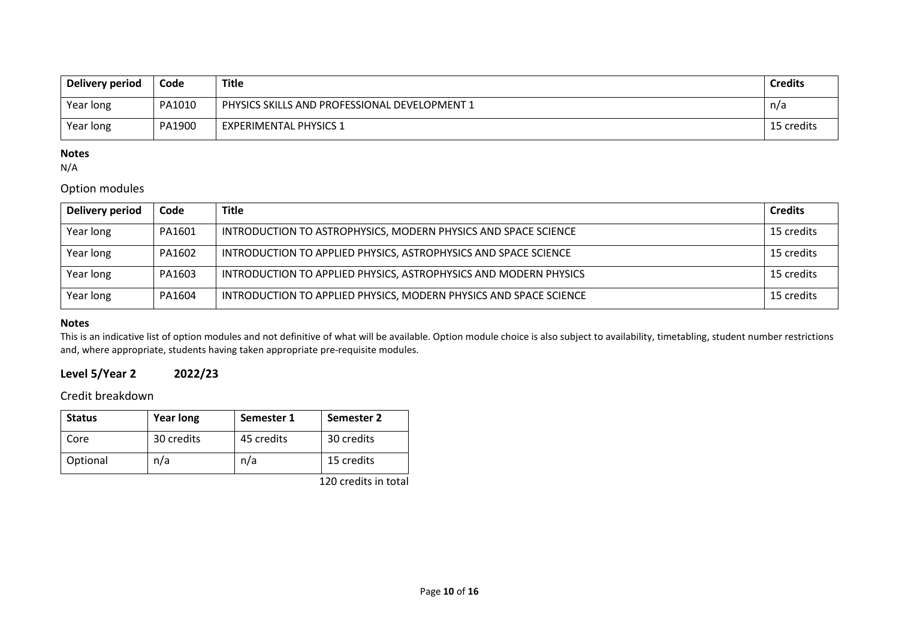| Delivery period | Code | Title | Credits |
|---|---|---|---|
| Year long | PA1010 | PHYSICS SKILLS AND PROFESSIONAL DEVELOPMENT 1 | n/a |
| Year long | PA1900 | EXPERIMENTAL PHYSICS 1 | 15 credits |

**Notes**
N/A

### Option modules

| Delivery period | Code | Title | Credits |
|---|---|---|---|
| Year long | PA1601 | INTRODUCTION TO ASTROPHYSICS, MODERN PHYSICS AND SPACE SCIENCE | 15 credits |
| Year long | PA1602 | INTRODUCTION TO APPLIED PHYSICS, ASTROPHYSICS AND SPACE SCIENCE | 15 credits |
| Year long | PA1603 | INTRODUCTION TO APPLIED PHYSICS, ASTROPHYSICS AND MODERN PHYSICS | 15 credits |
| Year long | PA1604 | INTRODUCTION TO APPLIED PHYSICS, MODERN PHYSICS AND SPACE SCIENCE | 15 credits |

**Notes**
This is an indicative list of option modules and not definitive of what will be available. Option module choice is also subject to availability, timetabling, student number restrictions and, where appropriate, students having taken appropriate pre-requisite modules.

## Level 5/Year 2 2022/23

### Credit breakdown

| Status | Year long | Semester 1 | Semester 2 |
|---|---|---|---|
| Core | 30 credits | 45 credits | 30 credits |
| Optional | n/a | n/a | 15 credits |

120 credits in total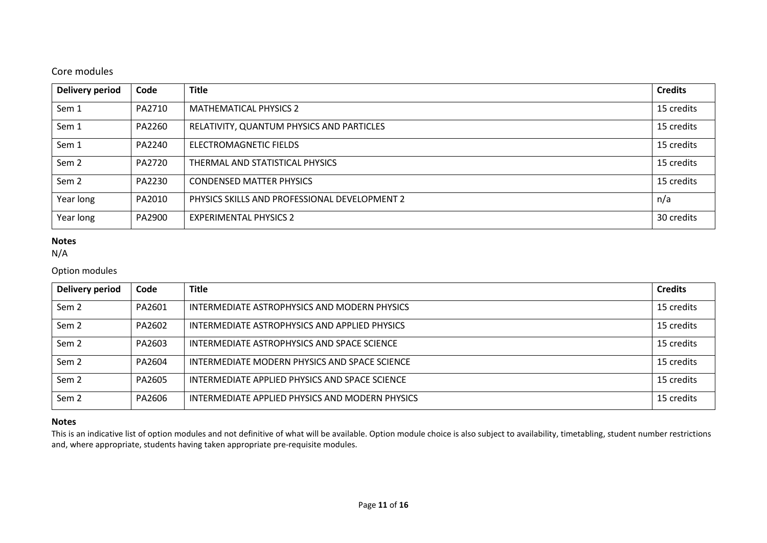Core modules

| Delivery period | Code | Title | Credits |
|---|---|---|---|
| Sem 1 | PA2710 | MATHEMATICAL PHYSICS 2 | 15 credits |
| Sem 1 | PA2260 | RELATIVITY, QUANTUM PHYSICS AND PARTICLES | 15 credits |
| Sem 1 | PA2240 | ELECTROMAGNETIC FIELDS | 15 credits |
| Sem 2 | PA2720 | THERMAL AND STATISTICAL PHYSICS | 15 credits |
| Sem 2 | PA2230 | CONDENSED MATTER PHYSICS | 15 credits |
| Year long | PA2010 | PHYSICS SKILLS AND PROFESSIONAL DEVELOPMENT 2 | n/a |
| Year long | PA2900 | EXPERIMENTAL PHYSICS 2 | 30 credits |

**Notes**

N/A

Option modules

| Delivery period | Code | Title | Credits |
|---|---|---|---|
| Sem 2 | PA2601 | INTERMEDIATE ASTROPHYSICS AND MODERN PHYSICS | 15 credits |
| Sem 2 | PA2602 | INTERMEDIATE ASTROPHYSICS AND APPLIED PHYSICS | 15 credits |
| Sem 2 | PA2603 | INTERMEDIATE ASTROPHYSICS AND SPACE SCIENCE | 15 credits |
| Sem 2 | PA2604 | INTERMEDIATE MODERN PHYSICS AND SPACE SCIENCE | 15 credits |
| Sem 2 | PA2605 | INTERMEDIATE APPLIED PHYSICS AND SPACE SCIENCE | 15 credits |
| Sem 2 | PA2606 | INTERMEDIATE APPLIED PHYSICS AND MODERN PHYSICS | 15 credits |

**Notes**

This is an indicative list of option modules and not definitive of what will be available. Option module choice is also subject to availability, timetabling, student number restrictions and, where appropriate, students having taken appropriate pre-requisite modules.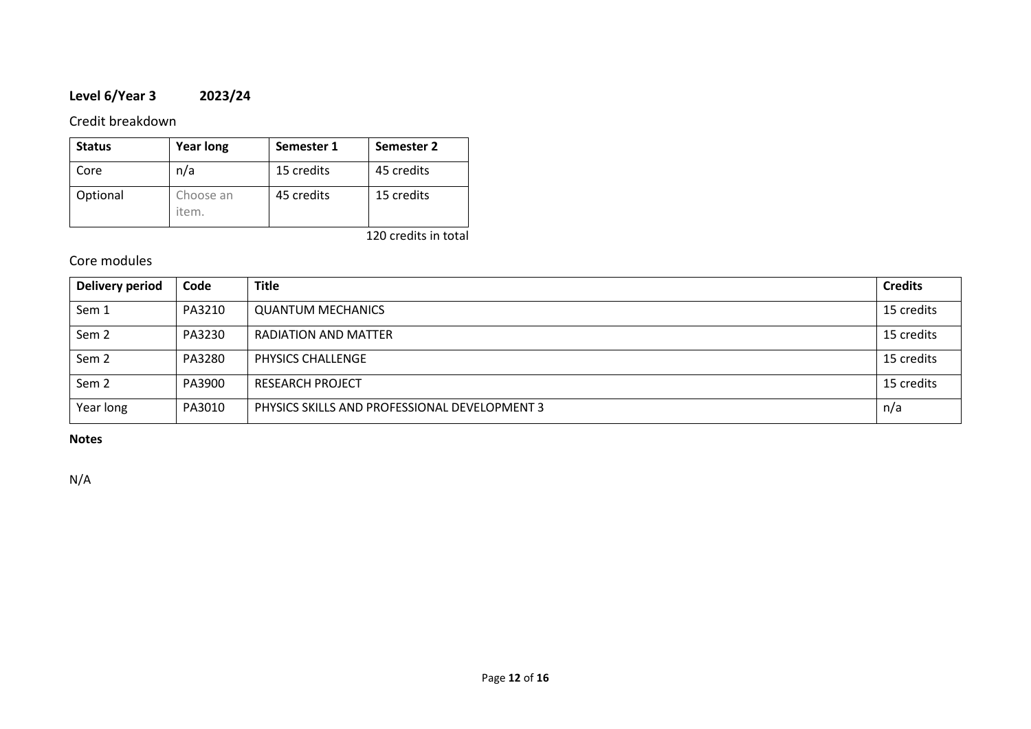**Level 6/Year 3 2023/24**

Credit breakdown

| Status | Year long | Semester 1 | Semester 2 |
|---|---|---|---|
| Core | n/a | 15 credits | 45 credits |
| Optional | Choose an item. | 45 credits | 15 credits |

120 credits in total

Core modules

| Delivery period | Code | Title | Credits |
|---|---|---|---|
| Sem 1 | PA3210 | QUANTUM MECHANICS | 15 credits |
| Sem 2 | PA3230 | RADIATION AND MATTER | 15 credits |
| Sem 2 | PA3280 | PHYSICS CHALLENGE | 15 credits |
| Sem 2 | PA3900 | RESEARCH PROJECT | 15 credits |
| Year long | PA3010 | PHYSICS SKILLS AND PROFESSIONAL DEVELOPMENT 3 | n/a |

**Notes**

N/A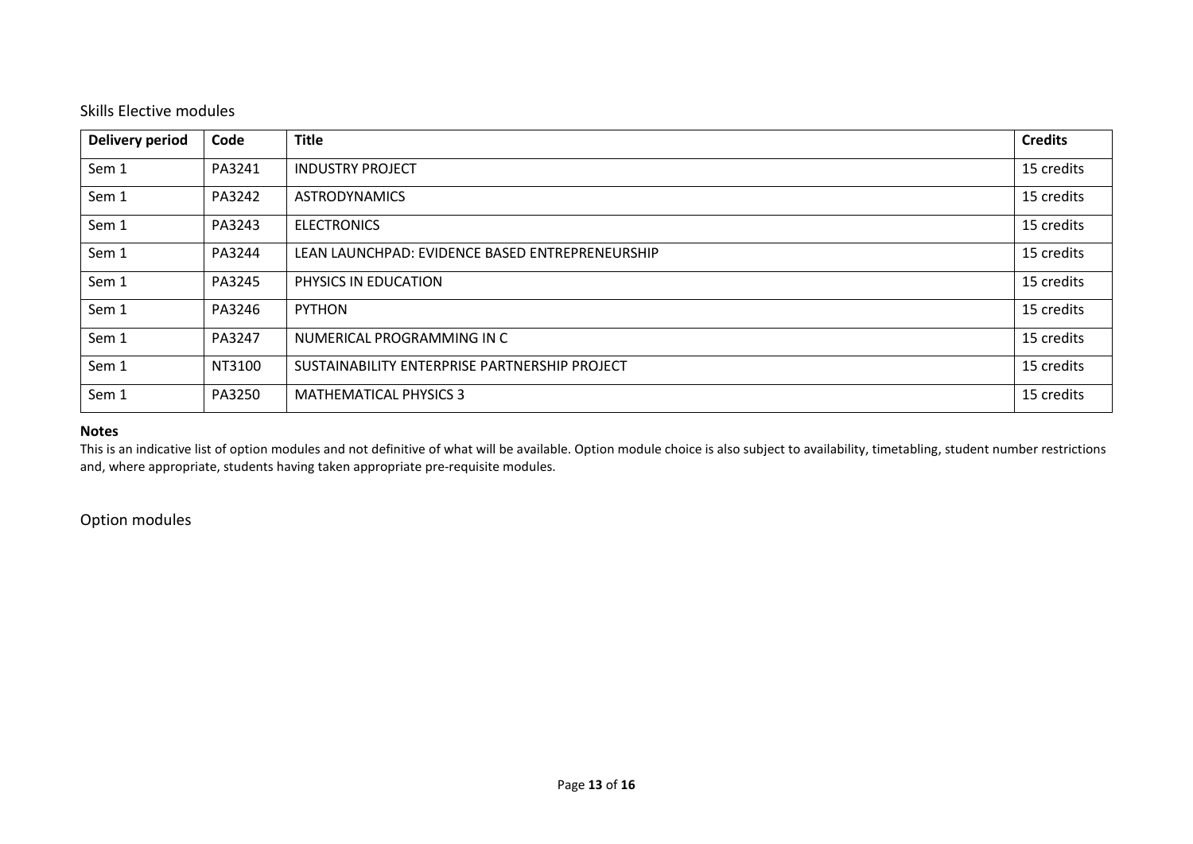## Skills Elective modules

| Delivery period | Code | Title | Credits |
|---|---|---|---|
| Sem 1 | PA3241 | INDUSTRY PROJECT | 15 credits |
| Sem 1 | PA3242 | ASTRODYNAMICS | 15 credits |
| Sem 1 | PA3243 | ELECTRONICS | 15 credits |
| Sem 1 | PA3244 | LEAN LAUNCHPAD: EVIDENCE BASED ENTREPRENEURSHIP | 15 credits |
| Sem 1 | PA3245 | PHYSICS IN EDUCATION | 15 credits |
| Sem 1 | PA3246 | PYTHON | 15 credits |
| Sem 1 | PA3247 | NUMERICAL PROGRAMMING IN C | 15 credits |
| Sem 1 | NT3100 | SUSTAINABILITY ENTERPRISE PARTNERSHIP PROJECT | 15 credits |
| Sem 1 | PA3250 | MATHEMATICAL PHYSICS 3 | 15 credits |

**Notes**

This is an indicative list of option modules and not definitive of what will be available. Option module choice is also subject to availability, timetabling, student number restrictions and, where appropriate, students having taken appropriate pre-requisite modules.

## Option modules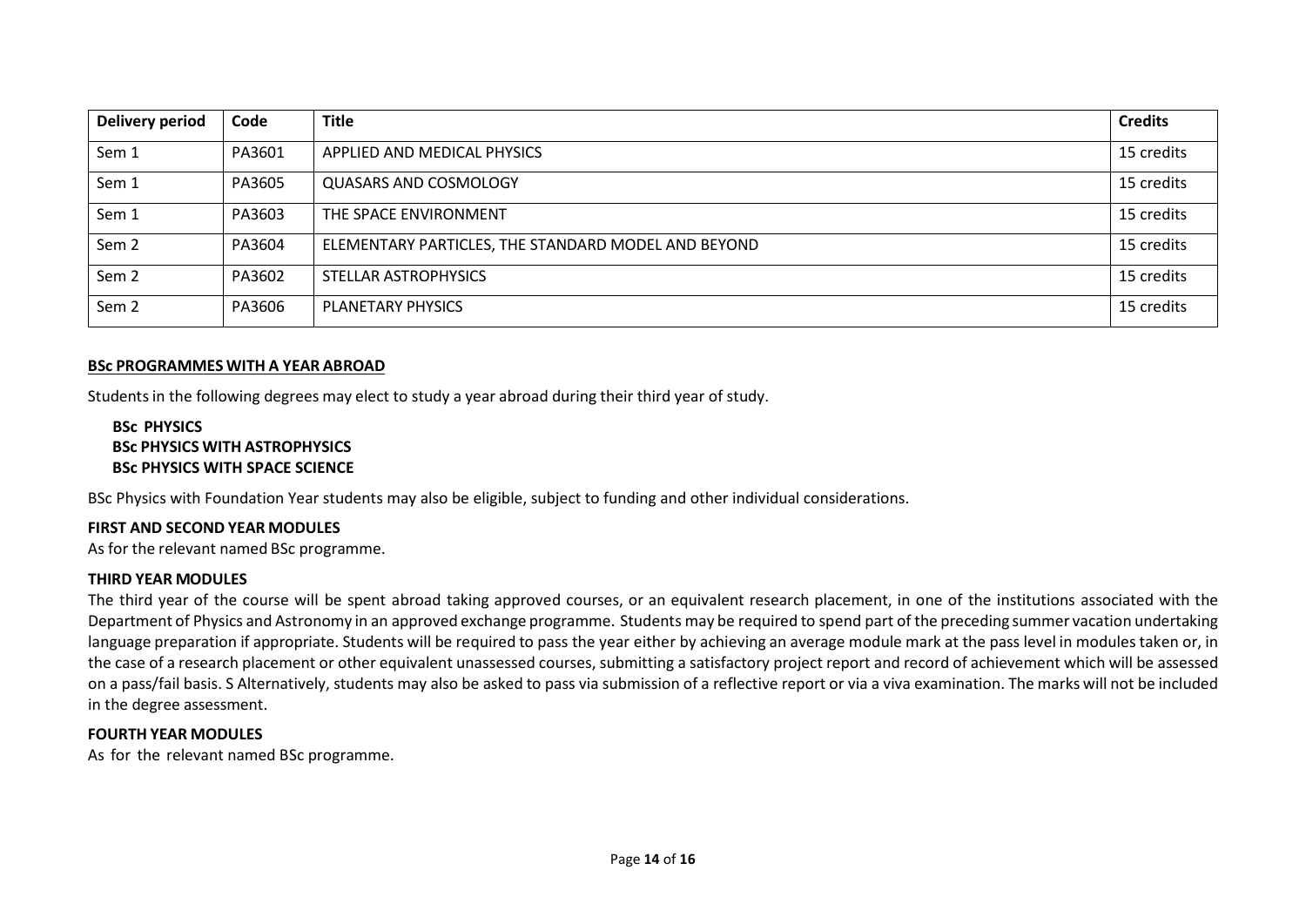| Delivery period | Code | Title | Credits |
|---|---|---|---|
| Sem 1 | PA3601 | APPLIED AND MEDICAL PHYSICS | 15 credits |
| Sem 1 | PA3605 | QUASARS AND COSMOLOGY | 15 credits |
| Sem 1 | PA3603 | THE SPACE ENVIRONMENT | 15 credits |
| Sem 2 | PA3604 | ELEMENTARY PARTICLES, THE STANDARD MODEL AND BEYOND | 15 credits |
| Sem 2 | PA3602 | STELLAR ASTROPHYSICS | 15 credits |
| Sem 2 | PA3606 | PLANETARY PHYSICS | 15 credits |

## BSc PROGRAMMES WITH A YEAR ABROAD

Students in the following degrees may elect to study a year abroad during their third year of study.

**BSc PHYSICS**
**BSc PHYSICS WITH ASTROPHYSICS**
**BSc PHYSICS WITH SPACE SCIENCE**

BSc Physics with Foundation Year students may also be eligible, subject to funding and other individual considerations.

### FIRST AND SECOND YEAR MODULES

As for the relevant named BSc programme.

### THIRD YEAR MODULES

The third year of the course will be spent abroad taking approved courses, or an equivalent research placement, in one of the institutions associated with the Department of Physics and Astronomy in an approved exchange programme. Students may be required to spend part of the preceding summer vacation undertaking language preparation if appropriate. Students will be required to pass the year either by achieving an average module mark at the pass level in modules taken or, in the case of a research placement or other equivalent unassessed courses, submitting a satisfactory project report and record of achievement which will be assessed on a pass/fail basis. S Alternatively, students may also be asked to pass via submission of a reflective report or via a viva examination. The marks will not be included in the degree assessment.

### FOURTH YEAR MODULES

As for the relevant named BSc programme.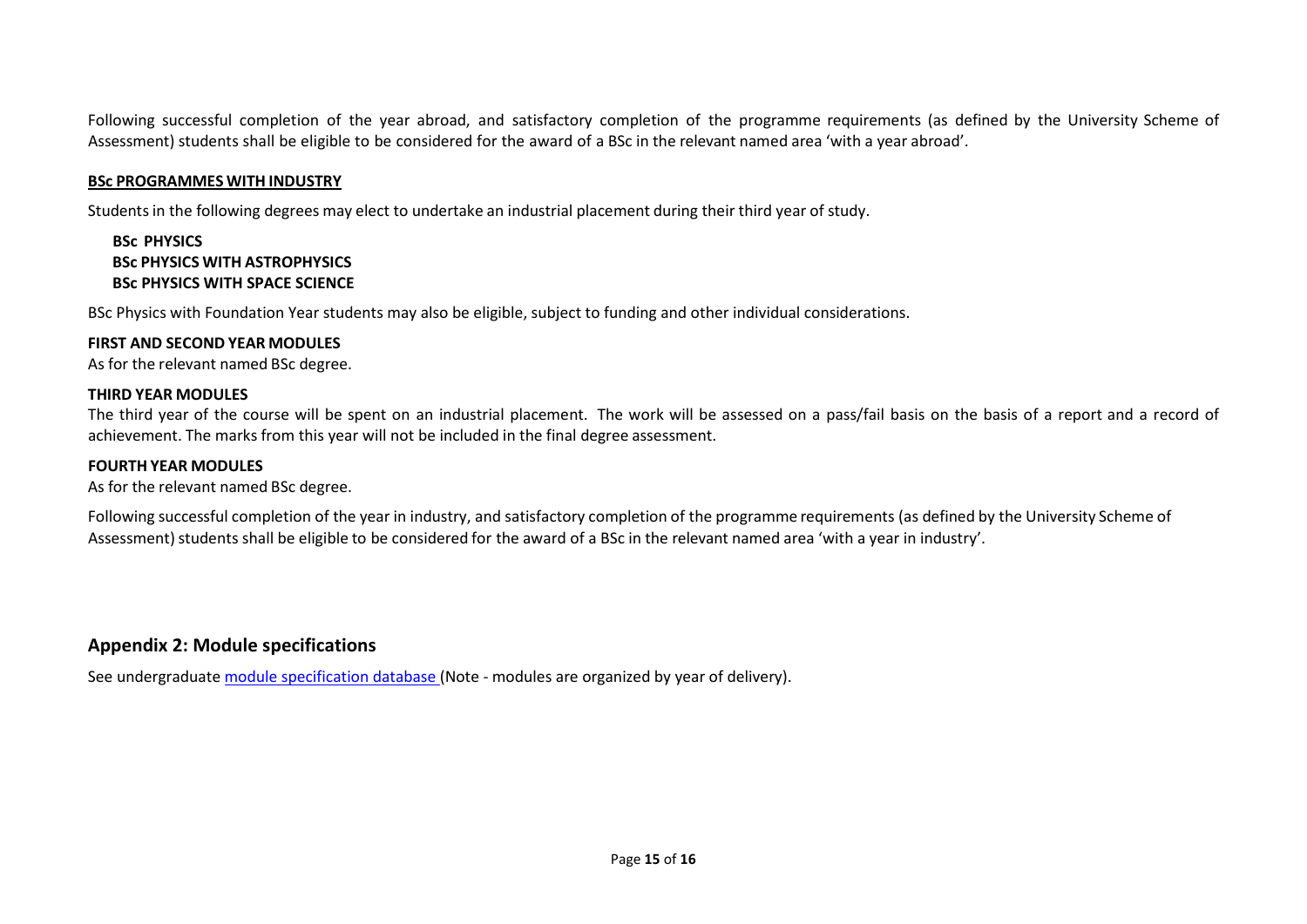Following successful completion of the year abroad, and satisfactory completion of the programme requirements (as defined by the University Scheme of Assessment) students shall be eligible to be considered for the award of a BSc in the relevant named area 'with a year abroad'.

**BSc PROGRAMMES WITH INDUSTRY**

Students in the following degrees may elect to undertake an industrial placement during their third year of study.

**BSc PHYSICS**
**BSc PHYSICS WITH ASTROPHYSICS**
**BSc PHYSICS WITH SPACE SCIENCE**

BSc Physics with Foundation Year students may also be eligible, subject to funding and other individual considerations.

**FIRST AND SECOND YEAR MODULES**
As for the relevant named BSc degree.

**THIRD YEAR MODULES**
The third year of the course will be spent on an industrial placement. The work will be assessed on a pass/fail basis on the basis of a report and a record of achievement. The marks from this year will not be included in the final degree assessment.

**FOURTH YEAR MODULES**
As for the relevant named BSc degree.

Following successful completion of the year in industry, and satisfactory completion of the programme requirements (as defined by the University Scheme of Assessment) students shall be eligible to be considered for the award of a BSc in the relevant named area 'with a year in industry'.

## Appendix 2: Module specifications

See undergraduate [module specification database](module specification database) (Note - modules are organized by year of delivery).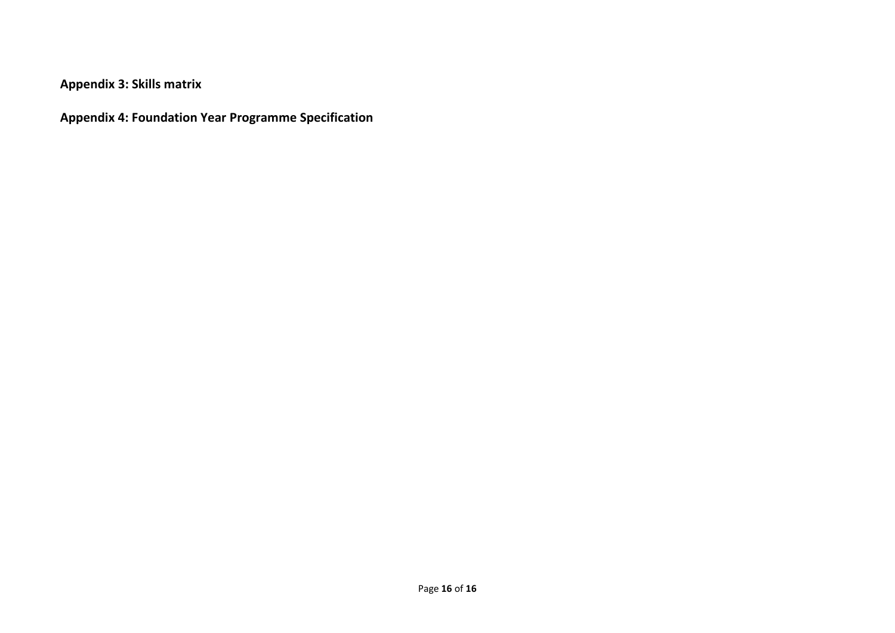**Appendix 3: Skills matrix**

**Appendix 4: Foundation Year Programme Specification**